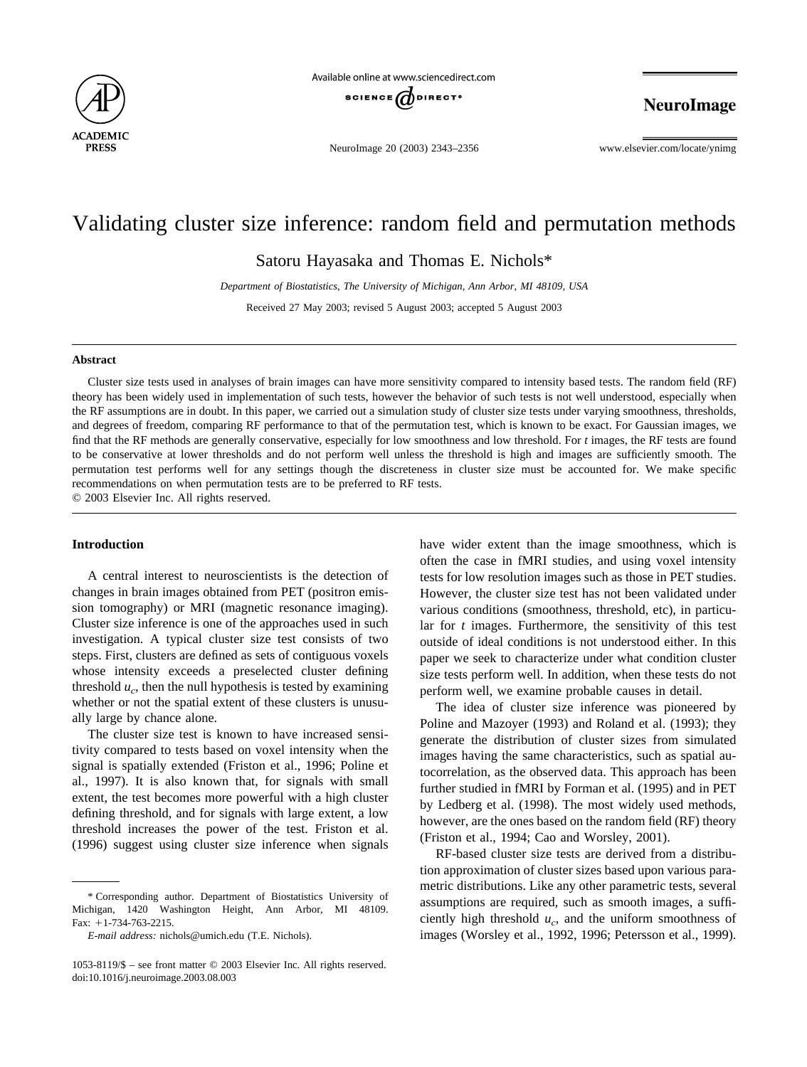# Validating cluster size inference: random field and permutation methods

Satoru Hayasaka and Thomas E. Nichols*

*Department of Biostatistics, The University of Michigan, Ann Arbor, MI 48109, USA*

Received 27 May 2003; revised 5 August 2003; accepted 5 August 2003

## Abstract

Cluster size tests used in analyses of brain images can have more sensitivity compared to intensity based tests. The random field (RF) theory has been widely used in implementation of such tests, however the behavior of such tests is not well understood, especially when the RF assumptions are in doubt. In this paper, we carried out a simulation study of cluster size tests under varying smoothness, thresholds, and degrees of freedom, comparing RF performance to that of the permutation test, which is known to be exact. For Gaussian images, we find that the RF methods are generally conservative, especially for low smoothness and low threshold. For *t* images, the RF tests are found to be conservative at lower thresholds and do not perform well unless the threshold is high and images are sufficiently smooth. The permutation test performs well for any settings though the discreteness in cluster size must be accounted for. We make specific recommendations on when permutation tests are to be preferred to RF tests.

© 2003 Elsevier Inc. All rights reserved.

## Introduction

A central interest to neuroscientists is the detection of changes in brain images obtained from PET (positron emission tomography) or MRI (magnetic resonance imaging). Cluster size inference is one of the approaches used in such investigation. A typical cluster size test consists of two steps. First, clusters are defined as sets of contiguous voxels whose intensity exceeds a preselected cluster defining threshold $u_c$, then the null hypothesis is tested by examining whether or not the spatial extent of these clusters is unusually large by chance alone.

The cluster size test is known to have increased sensitivity compared to tests based on voxel intensity when the signal is spatially extended (Friston et al., 1996; Poline et al., 1997). It is also known that, for signals with small extent, the test becomes more powerful with a high cluster defining threshold, and for signals with large extent, a low threshold increases the power of the test. Friston et al. (1996) suggest using cluster size inference when signals have wider extent than the image smoothness, which is often the case in fMRI studies, and using voxel intensity tests for low resolution images such as those in PET studies. However, the cluster size test has not been validated under various conditions (smoothness, threshold, etc), in particular for *t* images. Furthermore, the sensitivity of this test outside of ideal conditions is not understood either. In this paper we seek to characterize under what condition cluster size tests perform well. In addition, when these tests do not perform well, we examine probable causes in detail.

The idea of cluster size inference was pioneered by Poline and Mazoyer (1993) and Roland et al. (1993); they generate the distribution of cluster sizes from simulated images having the same characteristics, such as spatial autocorrelation, as the observed data. This approach has been further studied in fMRI by Forman et al. (1995) and in PET by Ledberg et al. (1998). The most widely used methods, however, are the ones based on the random field (RF) theory (Friston et al., 1994; Cao and Worsley, 2001).

RF-based cluster size tests are derived from a distribution approximation of cluster sizes based upon various parametric distributions. Like any other parametric tests, several assumptions are required, such as smooth images, a sufficiently high threshold $u_c$, and the uniform smoothness of images (Worsley et al., 1992, 1996; Petersson et al., 1999).

---

\* Corresponding author. Department of Biostatistics University of Michigan, 1420 Washington Height, Ann Arbor, MI 48109. Fax: +1-734-763-2215.

*E-mail address:* nichols@umich.edu (T.E. Nichols).

1053-8119/$ – see front matter © 2003 Elsevier Inc. All rights reserved.
doi:10.1016/j.neuroimage.2003.08.003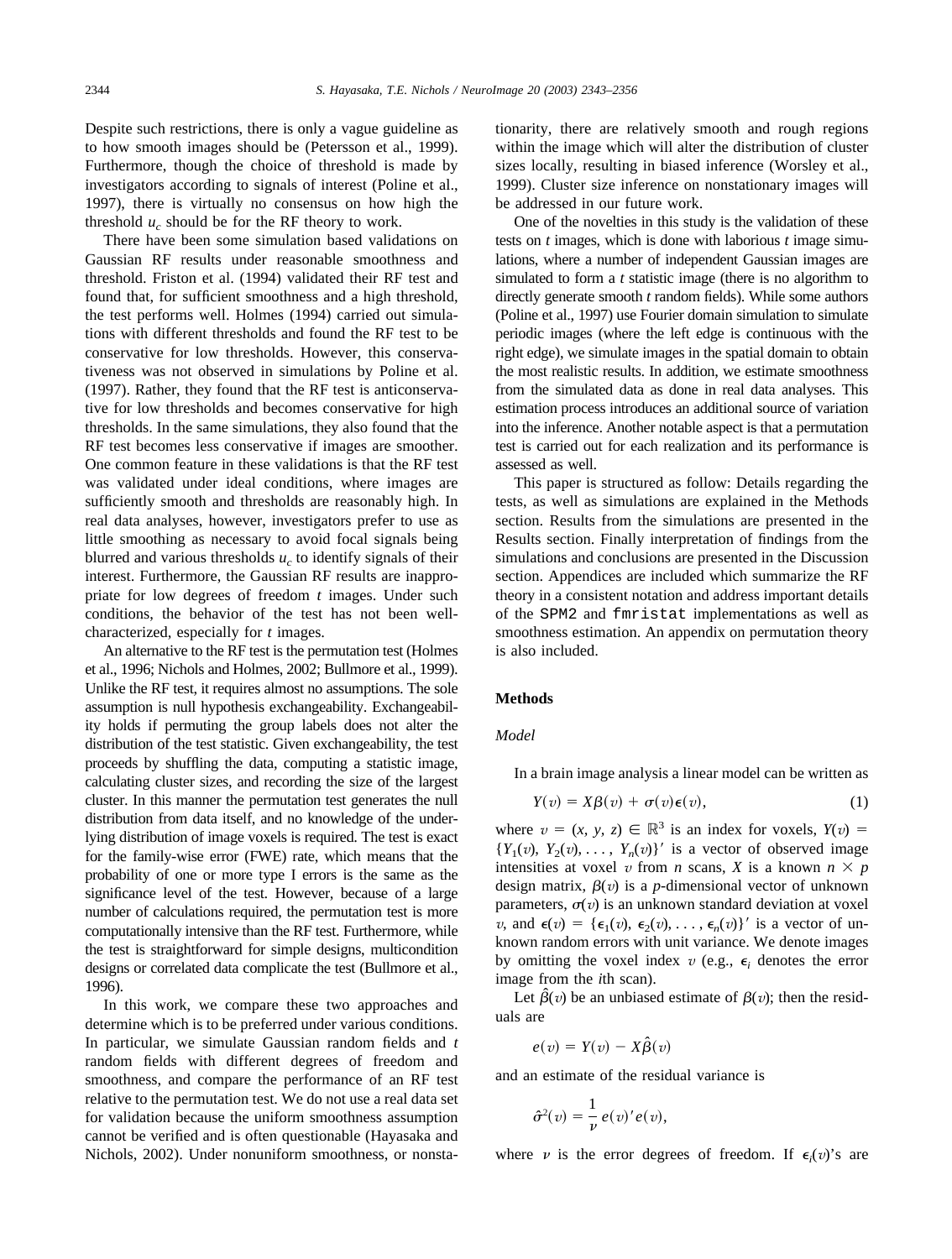Despite such restrictions, there is only a vague guideline as to how smooth images should be (Petersson et al., 1999). Furthermore, though the choice of threshold is made by investigators according to signals of interest (Poline et al., 1997), there is virtually no consensus on how high the threshold $u_c$ should be for the RF theory to work.

There have been some simulation based validations on Gaussian RF results under reasonable smoothness and threshold. Friston et al. (1994) validated their RF test and found that, for sufficient smoothness and a high threshold, the test performs well. Holmes (1994) carried out simulations with different thresholds and found the RF test to be conservative for low thresholds. However, this conservativeness was not observed in simulations by Poline et al. (1997). Rather, they found that the RF test is anticonservative for low thresholds and becomes conservative for high thresholds. In the same simulations, they also found that the RF test becomes less conservative if images are smoother. One common feature in these validations is that the RF test was validated under ideal conditions, where images are sufficiently smooth and thresholds are reasonably high. In real data analyses, however, investigators prefer to use as little smoothing as necessary to avoid focal signals being blurred and various thresholds $u_c$ to identify signals of their interest. Furthermore, the Gaussian RF results are inappropriate for low degrees of freedom $t$ images. Under such conditions, the behavior of the test has not been well-characterized, especially for $t$ images.

An alternative to the RF test is the permutation test (Holmes et al., 1996; Nichols and Holmes, 2002; Bullmore et al., 1999). Unlike the RF test, it requires almost no assumptions. The sole assumption is null hypothesis exchangeability. Exchangeability holds if permuting the group labels does not alter the distribution of the test statistic. Given exchangeability, the test proceeds by shuffling the data, computing a statistic image, calculating cluster sizes, and recording the size of the largest cluster. In this manner the permutation test generates the null distribution from data itself, and no knowledge of the underlying distribution of image voxels is required. The test is exact for the family-wise error (FWE) rate, which means that the probability of one or more type I errors is the same as the significance level of the test. However, because of a large number of calculations required, the permutation test is more computationally intensive than the RF test. Furthermore, while the test is straightforward for simple designs, multicondition designs or correlated data complicate the test (Bullmore et al., 1996).

In this work, we compare these two approaches and determine which is to be preferred under various conditions. In particular, we simulate Gaussian random fields and $t$ random fields with different degrees of freedom and smoothness, and compare the performance of an RF test relative to the permutation test. We do not use a real data set for validation because the uniform smoothness assumption cannot be verified and is often questionable (Hayasaka and Nichols, 2002). Under nonuniform smoothness, or nonstationarity, there are relatively smooth and rough regions within the image which will alter the distribution of cluster sizes locally, resulting in biased inference (Worsley et al., 1999). Cluster size inference on nonstationary images will be addressed in our future work.

One of the novelties in this study is the validation of these tests on $t$ images, which is done with laborious $t$ image simulations, where a number of independent Gaussian images are simulated to form a $t$ statistic image (there is no algorithm to directly generate smooth $t$ random fields). While some authors (Poline et al., 1997) use Fourier domain simulation to simulate periodic images (where the left edge is continuous with the right edge), we simulate images in the spatial domain to obtain the most realistic results. In addition, we estimate smoothness from the simulated data as done in real data analyses. This estimation process introduces an additional source of variation into the inference. Another notable aspect is that a permutation test is carried out for each realization and its performance is assessed as well.

This paper is structured as follow: Details regarding the tests, as well as simulations are explained in the Methods section. Results from the simulations are presented in the Results section. Finally interpretation of findings from the simulations and conclusions are presented in the Discussion section. Appendices are included which summarize the RF theory in a consistent notation and address important details of the `SPM2` and `fmristat` implementations as well as smoothness estimation. An appendix on permutation theory is also included.

## Methods

### *Model*

In a brain image analysis a linear model can be written as

$$Y(v) = X\beta(v) + \sigma(v)\epsilon(v), \tag{1}$$

where $v = (x, y, z) \in \mathbb{R}^3$ is an index for voxels, $Y(v) = \{Y_1(v), Y_2(v), \ldots, Y_n(v)\}'$ is a vector of observed image intensities at voxel $v$ from $n$ scans, $X$ is a known $n \times p$ design matrix, $\beta(v)$ is a $p$-dimensional vector of unknown parameters, $\sigma(v)$ is an unknown standard deviation at voxel $v$, and $\epsilon(v) = \{\epsilon_1(v), \epsilon_2(v), \ldots, \epsilon_n(v)\}'$ is a vector of unknown random errors with unit variance. We denote images by omitting the voxel index $v$ (e.g., $\epsilon_i$ denotes the error image from the $i$th scan).

Let $\hat{\beta}(v)$ be an unbiased estimate of $\beta(v)$; then the residuals are

$$e(v) = Y(v) - X\hat{\beta}(v)$$

and an estimate of the residual variance is

$$\hat{\sigma}^2(v) = \frac{1}{\nu}\, e(v)'e(v),$$

where $\nu$ is the error degrees of freedom. If $\epsilon_i(v)$'s are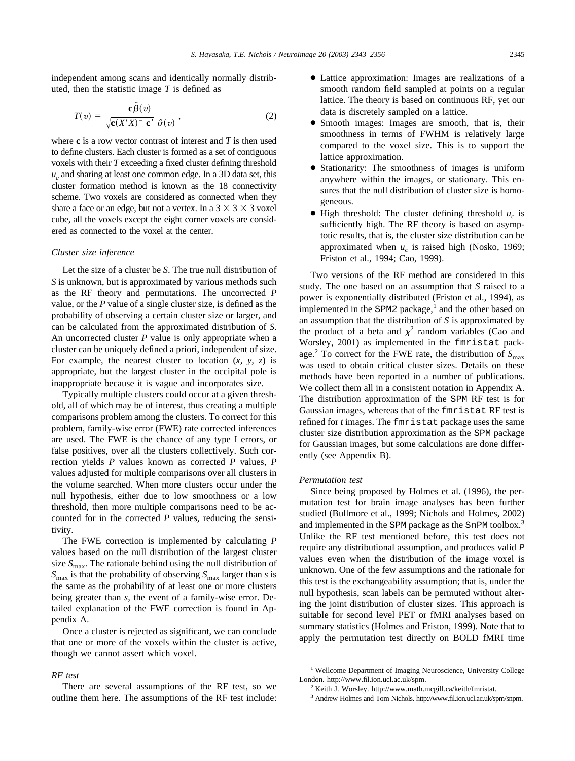independent among scans and identically normally distributed, then the statistic image $T$ is defined as

$$T(v) = \frac{\mathbf{c}\hat{\beta}(v)}{\sqrt{\mathbf{c}(X'X)^{-1}\mathbf{c}'}\ \hat{\sigma}(v)}, \tag{2}$$

where $\mathbf{c}$ is a row vector contrast of interest and $T$ is then used to define clusters. Each cluster is formed as a set of contiguous voxels with their $T$ exceeding a fixed cluster defining threshold $u_c$ and sharing at least one common edge. In a 3D data set, this cluster formation method is known as the 18 connectivity scheme. Two voxels are considered as connected when they share a face or an edge, but not a vertex. In a $3 \times 3 \times 3$ voxel cube, all the voxels except the eight corner voxels are considered as connected to the voxel at the center.

### *Cluster size inference*

Let the size of a cluster be $S$. The true null distribution of $S$ is unknown, but is approximated by various methods such as the RF theory and permutations. The uncorrected $P$ value, or the $P$ value of a single cluster size, is defined as the probability of observing a certain cluster size or larger, and can be calculated from the approximated distribution of $S$. An uncorrected cluster $P$ value is only appropriate when a cluster can be uniquely defined a priori, independent of size. For example, the nearest cluster to location $(x, y, z)$ is appropriate, but the largest cluster in the occipital pole is inappropriate because it is vague and incorporates size.

Typically multiple clusters could occur at a given threshold, all of which may be of interest, thus creating a multiple comparisons problem among the clusters. To correct for this problem, family-wise error (FWE) rate corrected inferences are used. The FWE is the chance of any type I errors, or false positives, over all the clusters collectively. Such correction yields $P$ values known as corrected $P$ values, $P$ values adjusted for multiple comparisons over all clusters in the volume searched. When more clusters occur under the null hypothesis, either due to low smoothness or a low threshold, then more multiple comparisons need to be accounted for in the corrected $P$ values, reducing the sensitivity.

The FWE correction is implemented by calculating $P$ values based on the null distribution of the largest cluster size $S_{max}$. The rationale behind using the null distribution of $S_{max}$ is that the probability of observing $S_{max}$ larger than $s$ is the same as the probability of at least one or more clusters being greater than $s$, the event of a family-wise error. Detailed explanation of the FWE correction is found in Appendix A.

Once a cluster is rejected as significant, we can conclude that one or more of the voxels within the cluster is active, though we cannot assert which voxel.

### *RF test*

There are several assumptions of the RF test, so we outline them here. The assumptions of the RF test include:

- Lattice approximation: Images are realizations of a smooth random field sampled at points on a regular lattice. The theory is based on continuous RF, yet our data is discretely sampled on a lattice.
- Smooth images: Images are smooth, that is, their smoothness in terms of FWHM is relatively large compared to the voxel size. This is to support the lattice approximation.
- Stationarity: The smoothness of images is uniform anywhere within the images, or stationary. This ensures that the null distribution of cluster size is homogeneous.
- High threshold: The cluster defining threshold $u_c$ is sufficiently high. The RF theory is based on asymptotic results, that is, the cluster size distribution can be approximated when $u_c$ is raised high (Nosko, 1969; Friston et al., 1994; Cao, 1999).

Two versions of the RF method are considered in this study. The one based on an assumption that $S$ raised to a power is exponentially distributed (Friston et al., 1994), as implemented in the `SPM2` package,[1] and the other based on an assumption that the distribution of $S$ is approximated by the product of a beta and $\chi^2$ random variables (Cao and Worsley, 2001) as implemented in the `fmristat` package.[2] To correct for the FWE rate, the distribution of $S_{max}$ was used to obtain critical cluster sizes. Details on these methods have been reported in a number of publications. We collect them all in a consistent notation in Appendix A. The distribution approximation of the `SPM` RF test is for Gaussian images, whereas that of the `fmristat` RF test is refined for $t$ images. The `fmristat` package uses the same cluster size distribution approximation as the `SPM` package for Gaussian images, but some calculations are done differently (see Appendix B).

### *Permutation test*

Since being proposed by Holmes et al. (1996), the permutation test for brain image analyses has been further studied (Bullmore et al., 1999; Nichols and Holmes, 2002) and implemented in the `SPM` package as the `SnPM` toolbox.[3] Unlike the RF test mentioned before, this test does not require any distributional assumption, and produces valid $P$ values even when the distribution of the image voxel is unknown. One of the few assumptions and the rationale for this test is the exchangeability assumption; that is, under the null hypothesis, scan labels can be permuted without altering the joint distribution of cluster sizes. This approach is suitable for second level PET or fMRI analyses based on summary statistics (Holmes and Friston, 1999). Note that to apply the permutation test directly on BOLD fMRI time

---

[1] Wellcome Department of Imaging Neuroscience, University College London. http://www.fil.ion.ucl.ac.uk/spm.

[2] Keith J. Worsley. http://www.math.mcgill.ca/keith/fmristat.

[3] Andrew Holmes and Tom Nichols. http://www.fil.ion.ucl.ac.uk/spm/snpm.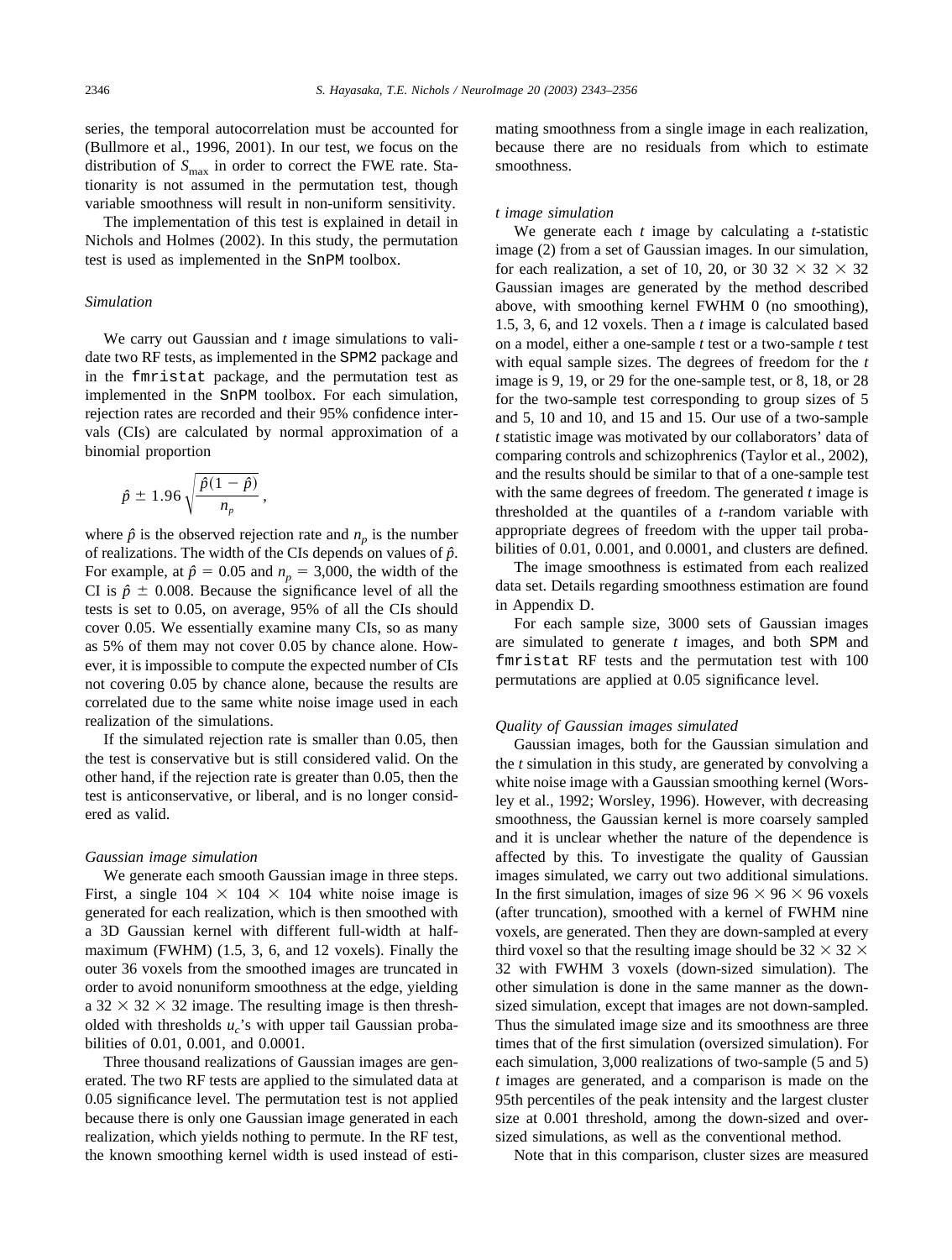series, the temporal autocorrelation must be accounted for (Bullmore et al., 1996, 2001). In our test, we focus on the distribution of $S_{\max}$ in order to correct the FWE rate. Stationarity is not assumed in the permutation test, though variable smoothness will result in non-uniform sensitivity.

The implementation of this test is explained in detail in Nichols and Holmes (2002). In this study, the permutation test is used as implemented in the SnPM toolbox.

### *Simulation*

We carry out Gaussian and *t* image simulations to validate two RF tests, as implemented in the SPM2 package and in the fmristat package, and the permutation test as implemented in the SnPM toolbox. For each simulation, rejection rates are recorded and their 95% confidence intervals (CIs) are calculated by normal approximation of a binomial proportion

$$\hat{p} \pm 1.96\sqrt{\frac{\hat{p}(1-\hat{p})}{n_p}},$$

where $\hat{p}$ is the observed rejection rate and $n_p$ is the number of realizations. The width of the CIs depends on values of $\hat{p}$. For example, at $\hat{p} = 0.05$ and $n_p = 3{,}000$, the width of the CI is $\hat{p} \pm 0.008$. Because the significance level of all the tests is set to 0.05, on average, 95% of all the CIs should cover 0.05. We essentially examine many CIs, so as many as 5% of them may not cover 0.05 by chance alone. However, it is impossible to compute the expected number of CIs not covering 0.05 by chance alone, because the results are correlated due to the same white noise image used in each realization of the simulations.

If the simulated rejection rate is smaller than 0.05, then the test is conservative but is still considered valid. On the other hand, if the rejection rate is greater than 0.05, then the test is anticonservative, or liberal, and is no longer considered as valid.

### *Gaussian image simulation*

We generate each smooth Gaussian image in three steps. First, a single $104 \times 104 \times 104$ white noise image is generated for each realization, which is then smoothed with a 3D Gaussian kernel with different full-width at half-maximum (FWHM) (1.5, 3, 6, and 12 voxels). Finally the outer 36 voxels from the smoothed images are truncated in order to avoid nonuniform smoothness at the edge, yielding a $32 \times 32 \times 32$ image. The resulting image is then thresholded with thresholds $u_c$'s with upper tail Gaussian probabilities of 0.01, 0.001, and 0.0001.

Three thousand realizations of Gaussian images are generated. The two RF tests are applied to the simulated data at 0.05 significance level. The permutation test is not applied because there is only one Gaussian image generated in each realization, which yields nothing to permute. In the RF test, the known smoothing kernel width is used instead of estimating smoothness from a single image in each realization, because there are no residuals from which to estimate smoothness.

### *t image simulation*

We generate each *t* image by calculating a *t*-statistic image (2) from a set of Gaussian images. In our simulation, for each realization, a set of 10, 20, or 30 $32 \times 32 \times 32$ Gaussian images are generated by the method described above, with smoothing kernel FWHM 0 (no smoothing), 1.5, 3, 6, and 12 voxels. Then a *t* image is calculated based on a model, either a one-sample *t* test or a two-sample *t* test with equal sample sizes. The degrees of freedom for the *t* image is 9, 19, or 29 for the one-sample test, or 8, 18, or 28 for the two-sample test corresponding to group sizes of 5 and 5, 10 and 10, and 15 and 15. Our use of a two-sample *t* statistic image was motivated by our collaborators' data of comparing controls and schizophrenics (Taylor et al., 2002), and the results should be similar to that of a one-sample test with the same degrees of freedom. The generated *t* image is thresholded at the quantiles of a *t*-random variable with appropriate degrees of freedom with the upper tail probabilities of 0.01, 0.001, and 0.0001, and clusters are defined.

The image smoothness is estimated from each realized data set. Details regarding smoothness estimation are found in Appendix D.

For each sample size, 3000 sets of Gaussian images are simulated to generate *t* images, and both SPM and fmristat RF tests and the permutation test with 100 permutations are applied at 0.05 significance level.

### *Quality of Gaussian images simulated*

Gaussian images, both for the Gaussian simulation and the *t* simulation in this study, are generated by convolving a white noise image with a Gaussian smoothing kernel (Worsley et al., 1992; Worsley, 1996). However, with decreasing smoothness, the Gaussian kernel is more coarsely sampled and it is unclear whether the nature of the dependence is affected by this. To investigate the quality of Gaussian images simulated, we carry out two additional simulations. In the first simulation, images of size $96 \times 96 \times 96$ voxels (after truncation), smoothed with a kernel of FWHM nine voxels, are generated. Then they are down-sampled at every third voxel so that the resulting image should be $32 \times 32 \times 32$ with FWHM 3 voxels (down-sized simulation). The other simulation is done in the same manner as the down-sized simulation, except that images are not down-sampled. Thus the simulated image size and its smoothness are three times that of the first simulation (oversized simulation). For each simulation, 3,000 realizations of two-sample (5 and 5) *t* images are generated, and a comparison is made on the 95th percentiles of the peak intensity and the largest cluster size at 0.001 threshold, among the down-sized and oversized simulations, as well as the conventional method.

Note that in this comparison, cluster sizes are measured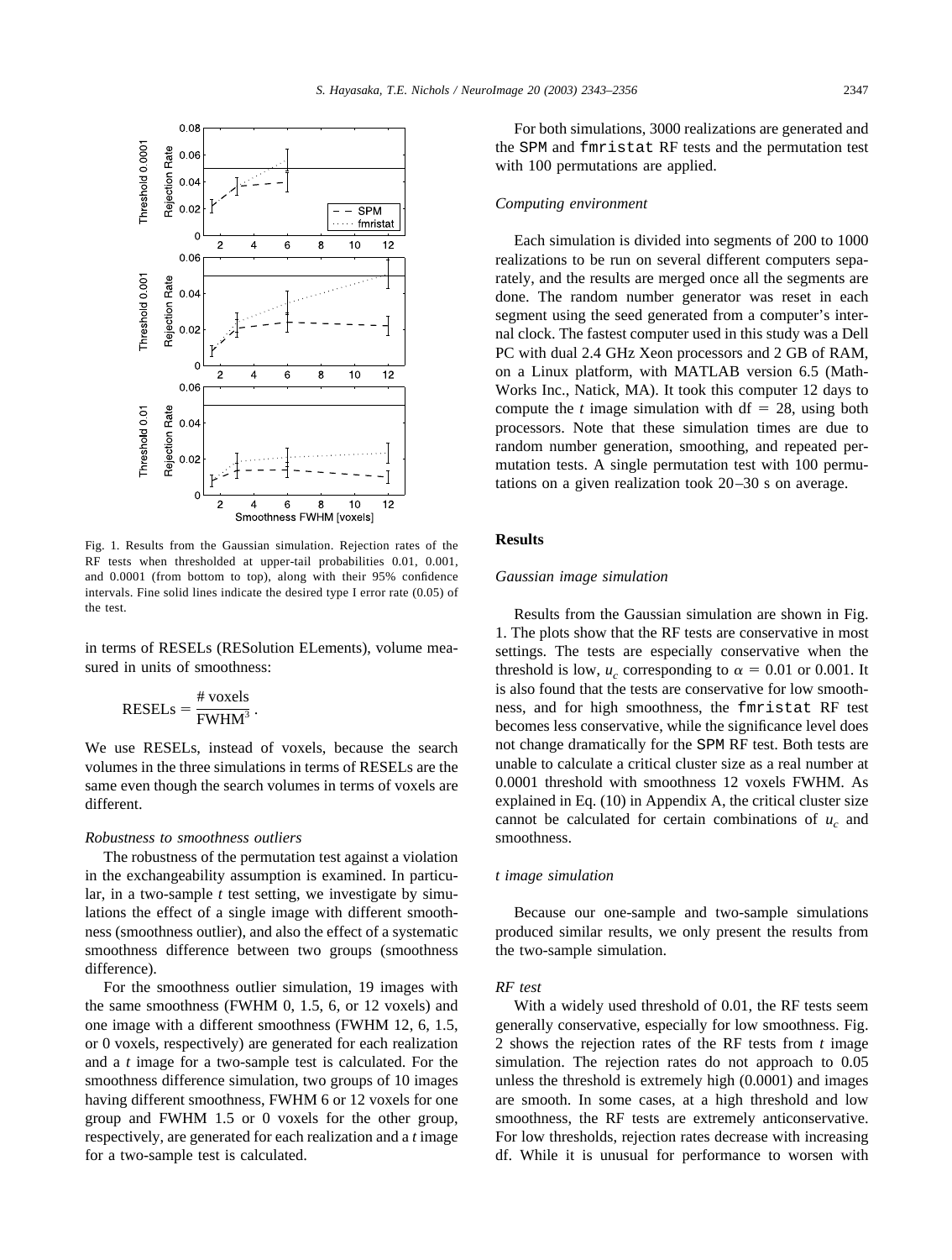Fig. 1. Results from the Gaussian simulation. Rejection rates of the RF tests when thresholded at upper-tail probabilities 0.01, 0.001, and 0.0001 (from bottom to top), along with their 95% confidence intervals. Fine solid lines indicate the desired type I error rate (0.05) of the test.

in terms of RESELs (RESolution ELements), volume measured in units of smoothness:

$$\text{RESELs} = \frac{\#\,\text{voxels}}{\text{FWHM}^3}.$$

We use RESELs, instead of voxels, because the search volumes in the three simulations in terms of RESELs are the same even though the search volumes in terms of voxels are different.

### *Robustness to smoothness outliers*

The robustness of the permutation test against a violation in the exchangeability assumption is examined. In particular, in a two-sample *t* test setting, we investigate by simulations the effect of a single image with different smoothness (smoothness outlier), and also the effect of a systematic smoothness difference between two groups (smoothness difference).

For the smoothness outlier simulation, 19 images with the same smoothness (FWHM 0, 1.5, 6, or 12 voxels) and one image with a different smoothness (FWHM 12, 6, 1.5, or 0 voxels, respectively) are generated for each realization and a *t* image for a two-sample test is calculated. For the smoothness difference simulation, two groups of 10 images having different smoothness, FWHM 6 or 12 voxels for one group and FWHM 1.5 or 0 voxels for the other group, respectively, are generated for each realization and a *t* image for a two-sample test is calculated.

For both simulations, 3000 realizations are generated and the SPM and fmristat RF tests and the permutation test with 100 permutations are applied.

### *Computing environment*

Each simulation is divided into segments of 200 to 1000 realizations to be run on several different computers separately, and the results are merged once all the segments are done. The random number generator was reset in each segment using the seed generated from a computer's internal clock. The fastest computer used in this study was a Dell PC with dual 2.4 GHz Xeon processors and 2 GB of RAM, on a Linux platform, with MATLAB version 6.5 (MathWorks Inc., Natick, MA). It took this computer 12 days to compute the *t* image simulation with df $= 28$, using both processors. Note that these simulation times are due to random number generation, smoothing, and repeated permutation tests. A single permutation test with 100 permutations on a given realization took 20–30 s on average.

## Results

### *Gaussian image simulation*

Results from the Gaussian simulation are shown in Fig. 1. The plots show that the RF tests are conservative in most settings. The tests are especially conservative when the threshold is low, $u_c$ corresponding to $\alpha = 0.01$ or 0.001. It is also found that the tests are conservative for low smoothness, and for high smoothness, the fmristat RF test becomes less conservative, while the significance level does not change dramatically for the SPM RF test. Both tests are unable to calculate a critical cluster size as a real number at 0.0001 threshold with smoothness 12 voxels FWHM. As explained in Eq. (10) in Appendix A, the critical cluster size cannot be calculated for certain combinations of $u_c$ and smoothness.

### *t image simulation*

Because our one-sample and two-sample simulations produced similar results, we only present the results from the two-sample simulation.

### *RF test*

With a widely used threshold of 0.01, the RF tests seem generally conservative, especially for low smoothness. Fig. 2 shows the rejection rates of the RF tests from *t* image simulation. The rejection rates do not approach to 0.05 unless the threshold is extremely high (0.0001) and images are smooth. In some cases, at a high threshold and low smoothness, the RF tests are extremely anticonservative. For low thresholds, rejection rates decrease with increasing df. While it is unusual for performance to worsen with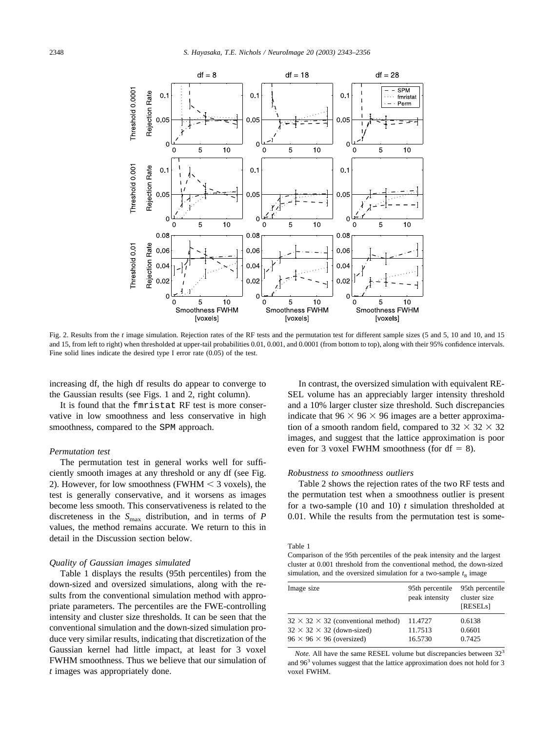Fig. 2. Results from the *t* image simulation. Rejection rates of the RF tests and the permutation test for different sample sizes (5 and 5, 10 and 10, and 15 and 15, from left to right) when thresholded at upper-tail probabilities 0.01, 0.001, and 0.0001 (from bottom to top), along with their 95% confidence intervals. Fine solid lines indicate the desired type I error rate (0.05) of the test.

increasing df, the high df results do appear to converge to the Gaussian results (see Figs. 1 and 2, right column).

It is found that the `fmristat` RF test is more conservative in low smoothness and less conservative in high smoothness, compared to the `SPM` approach.

### *Permutation test*

The permutation test in general works well for sufficiently smooth images at any threshold or any df (see Fig. 2). However, for low smoothness (FWHM $< 3$ voxels), the test is generally conservative, and it worsens as images become less smooth. This conservativeness is related to the discreteness in the $S_{max}$ distribution, and in terms of *P* values, the method remains accurate. We return to this in detail in the Discussion section below.

### *Quality of Gaussian images simulated*

Table 1 displays the results (95th percentiles) from the down-sized and oversized simulations, along with the results from the conventional simulation method with appropriate parameters. The percentiles are the FWE-controlling intensity and cluster size thresholds. It can be seen that the conventional simulation and the down-sized simulation produce very similar results, indicating that discretization of the Gaussian kernel had little impact, at least for 3 voxel FWHM smoothness. Thus we believe that our simulation of *t* images was appropriately done.

In contrast, the oversized simulation with equivalent RESEL volume has an appreciably larger intensity threshold and a 10% larger cluster size threshold. Such discrepancies indicate that $96 \times 96 \times 96$ images are a better approximation of a smooth random field, compared to $32 \times 32 \times 32$ images, and suggest that the lattice approximation is poor even for 3 voxel FWHM smoothness (for df $= 8$).

### *Robustness to smoothness outliers*

Table 2 shows the rejection rates of the two RF tests and the permutation test when a smoothness outlier is present for a two-sample (10 and 10) *t* simulation thresholded at 0.01. While the results from the permutation test is some-

Table 1
Comparison of the 95th percentiles of the peak intensity and the largest cluster at 0.001 threshold from the conventional method, the down-sized simulation, and the oversized simulation for a two-sample $t_8$ image

| Image size | 95th percentile peak intensity | 95th percentile cluster size [RESELs] |
|---|---|---|
| $32 \times 32 \times 32$ (conventional method) | 11.4727 | 0.6138 |
| $32 \times 32 \times 32$ (down-sized) | 11.7513 | 0.6601 |
| $96 \times 96 \times 96$ (oversized) | 16.5730 | 0.7425 |

*Note.* All have the same RESEL volume but discrepancies between $32^3$ and $96^3$ volumes suggest that the lattice approximation does not hold for 3 voxel FWHM.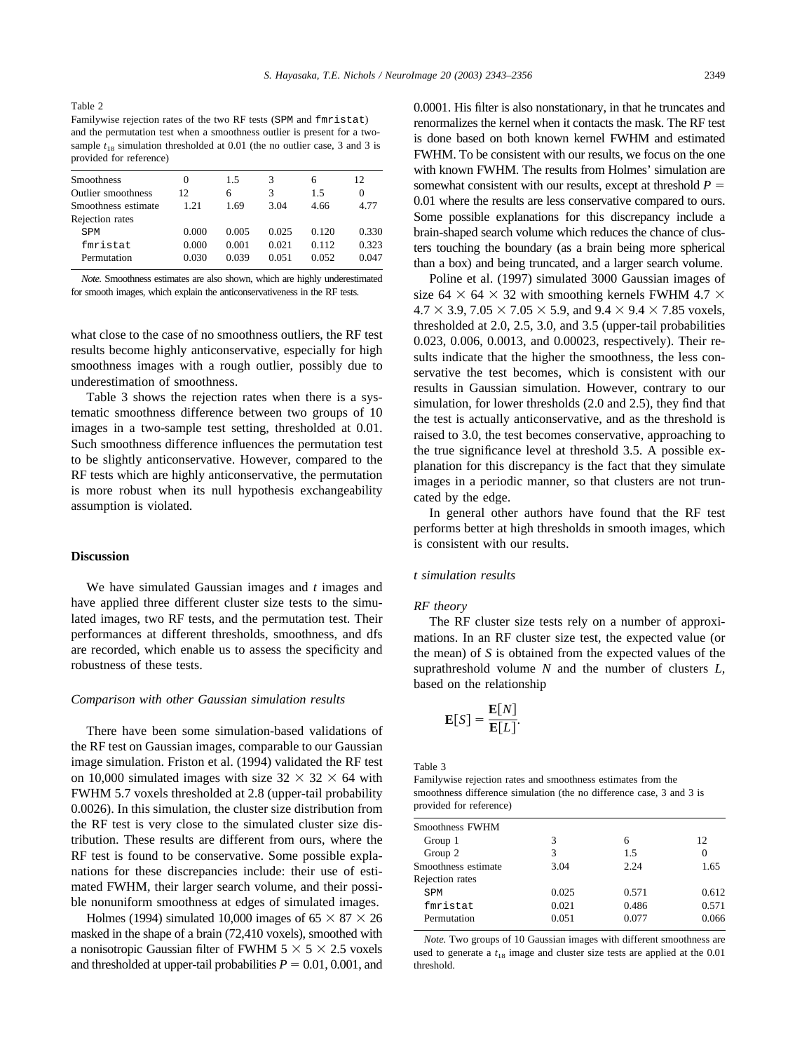Table 2
Familywise rejection rates of the two RF tests (SPM and fmristat) and the permutation test when a smoothness outlier is present for a two-sample $t_{18}$ simulation thresholded at 0.01 (the no outlier case, 3 and 3 is provided for reference)

| Smoothness | 0 | 1.5 | 3 | 6 | 12 |
|---|---|---|---|---|---|
| Outlier smoothness | 12 | 6 | 3 | 1.5 | 0 |
| Smoothness estimate | 1.21 | 1.69 | 3.04 | 4.66 | 4.77 |
| Rejection rates | | | | | |
| SPM | 0.000 | 0.005 | 0.025 | 0.120 | 0.330 |
| fmristat | 0.000 | 0.001 | 0.021 | 0.112 | 0.323 |
| Permutation | 0.030 | 0.039 | 0.051 | 0.052 | 0.047 |

*Note.* Smoothness estimates are also shown, which are highly underestimated for smooth images, which explain the anticonservativeness in the RF tests.

what close to the case of no smoothness outliers, the RF test results become highly anticonservative, especially for high smoothness images with a rough outlier, possibly due to underestimation of smoothness.

Table 3 shows the rejection rates when there is a systematic smoothness difference between two groups of 10 images in a two-sample test setting, thresholded at 0.01. Such smoothness difference influences the permutation test to be slightly anticonservative. However, compared to the RF tests which are highly anticonservative, the permutation is more robust when its null hypothesis exchangeability assumption is violated.

## Discussion

We have simulated Gaussian images and $t$ images and have applied three different cluster size tests to the simulated images, two RF tests, and the permutation test. Their performances at different thresholds, smoothness, and dfs are recorded, which enable us to assess the specificity and robustness of these tests.

### *Comparison with other Gaussian simulation results*

There have been some simulation-based validations of the RF test on Gaussian images, comparable to our Gaussian image simulation. Friston et al. (1994) validated the RF test on 10,000 simulated images with size $32 \times 32 \times 64$ with FWHM 5.7 voxels thresholded at 2.8 (upper-tail probability 0.0026). In this simulation, the cluster size distribution from the RF test is very close to the simulated cluster size distribution. These results are different from ours, where the RF test is found to be conservative. Some possible explanations for these discrepancies include: their use of estimated FWHM, their larger search volume, and their possible nonuniform smoothness at edges of simulated images.

Holmes (1994) simulated 10,000 images of $65 \times 87 \times 26$ masked in the shape of a brain (72,410 voxels), smoothed with a nonisotropic Gaussian filter of FWHM $5 \times 5 \times 2.5$ voxels and thresholded at upper-tail probabilities $P = 0.01$, 0.001, and 0.0001. His filter is also nonstationary, in that he truncates and renormalizes the kernel when it contacts the mask. The RF test is done based on both known kernel FWHM and estimated FWHM. To be consistent with our results, we focus on the one with known FWHM. The results from Holmes' simulation are somewhat consistent with our results, except at threshold $P = 0.01$ where the results are less conservative compared to ours. Some possible explanations for this discrepancy include a brain-shaped search volume which reduces the chance of clusters touching the boundary (as a brain being more spherical than a box) and being truncated, and a larger search volume.

Poline et al. (1997) simulated 3000 Gaussian images of size $64 \times 64 \times 32$ with smoothing kernels FWHM $4.7 \times 4.7 \times 3.9$, $7.05 \times 7.05 \times 5.9$, and $9.4 \times 9.4 \times 7.85$ voxels, thresholded at 2.0, 2.5, 3.0, and 3.5 (upper-tail probabilities 0.023, 0.006, 0.0013, and 0.00023, respectively). Their results indicate that the higher the smoothness, the less conservative the test becomes, which is consistent with our results in Gaussian simulation. However, contrary to our simulation, for lower thresholds (2.0 and 2.5), they find that the test is actually anticonservative, and as the threshold is raised to 3.0, the test becomes conservative, approaching to the true significance level at threshold 3.5. A possible explanation for this discrepancy is the fact that they simulate images in a periodic manner, so that clusters are not truncated by the edge.

In general other authors have found that the RF test performs better at high thresholds in smooth images, which is consistent with our results.

### *t simulation results*

#### *RF theory*

The RF cluster size tests rely on a number of approximations. In an RF cluster size test, the expected value (or the mean) of $S$ is obtained from the expected values of the suprathreshold volume $N$ and the number of clusters $L$, based on the relationship

$$\mathbf{E}[S] = \frac{\mathbf{E}[N]}{\mathbf{E}[L]}.$$

Table 3
Familywise rejection rates and smoothness estimates from the smoothness difference simulation (the no difference case, 3 and 3 is provided for reference)

| Smoothness FWHM | | | |
|---|---|---|---|
| Group 1 | 3 | 6 | 12 |
| Group 2 | 3 | 1.5 | 0 |
| Smoothness estimate | 3.04 | 2.24 | 1.65 |
| Rejection rates | | | |
| SPM | 0.025 | 0.571 | 0.612 |
| fmristat | 0.021 | 0.486 | 0.571 |
| Permutation | 0.051 | 0.077 | 0.066 |

*Note.* Two groups of 10 Gaussian images with different smoothness are used to generate a $t_{18}$ image and cluster size tests are applied at the 0.01 threshold.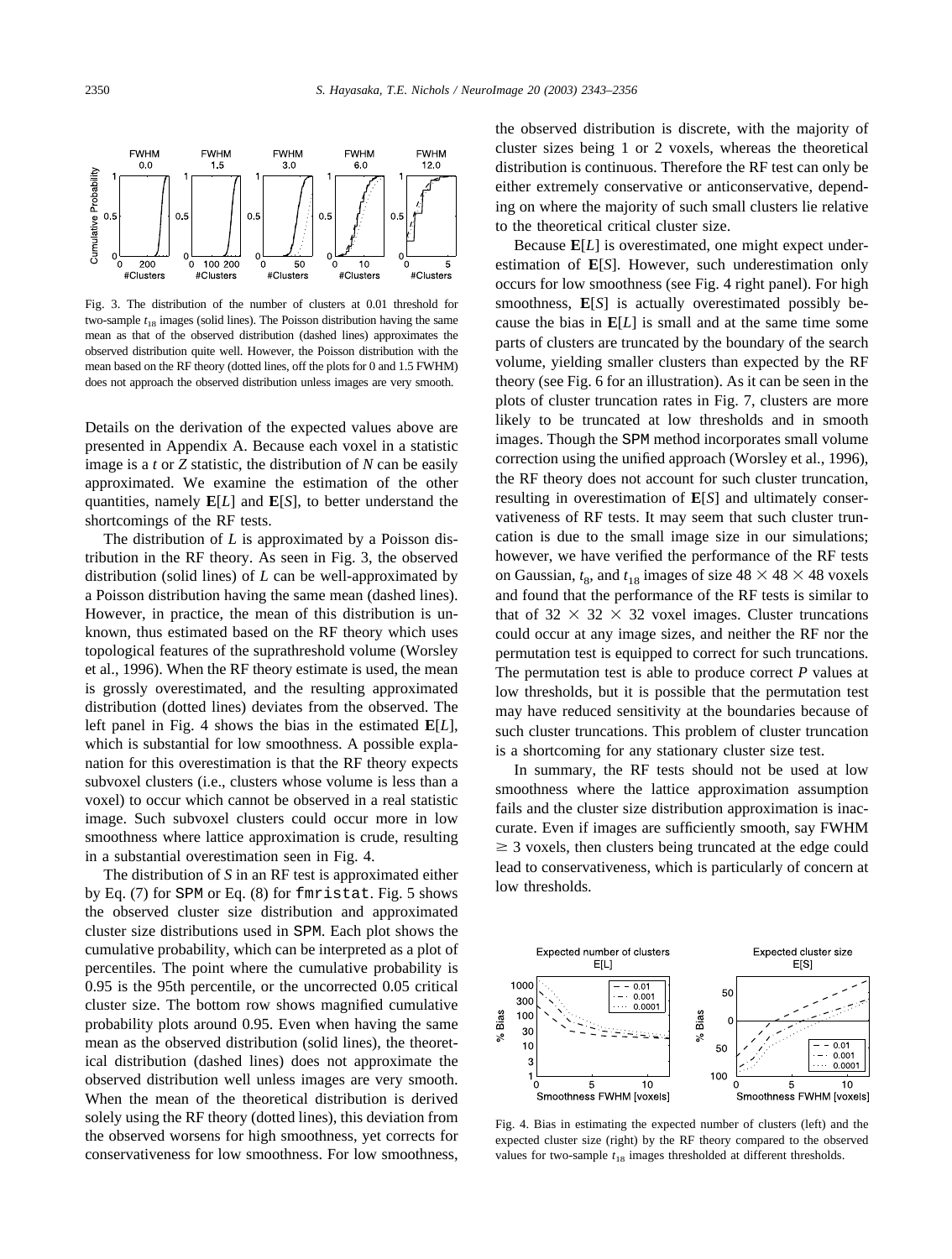Fig. 3. The distribution of the number of clusters at 0.01 threshold for two-sample $t_{18}$ images (solid lines). The Poisson distribution having the same mean as that of the observed distribution (dashed lines) approximates the observed distribution quite well. However, the Poisson distribution with the mean based on the RF theory (dotted lines, off the plots for 0 and 1.5 FWHM) does not approach the observed distribution unless images are very smooth.

Details on the derivation of the expected values above are presented in Appendix A. Because each voxel in a statistic image is a $t$ or $Z$ statistic, the distribution of $N$ can be easily approximated. We examine the estimation of the other quantities, namely $\mathbf{E}[L]$ and $\mathbf{E}[S]$, to better understand the shortcomings of the RF tests.

The distribution of $L$ is approximated by a Poisson distribution in the RF theory. As seen in Fig. 3, the observed distribution (solid lines) of $L$ can be well-approximated by a Poisson distribution having the same mean (dashed lines). However, in practice, the mean of this distribution is unknown, thus estimated based on the RF theory which uses topological features of the suprathreshold volume (Worsley et al., 1996). When the RF theory estimate is used, the mean is grossly overestimated, and the resulting approximated distribution (dotted lines) deviates from the observed. The left panel in Fig. 4 shows the bias in the estimated $\mathbf{E}[L]$, which is substantial for low smoothness. A possible explanation for this overestimation is that the RF theory expects subvoxel clusters (i.e., clusters whose volume is less than a voxel) to occur which cannot be observed in a real statistic image. Such subvoxel clusters could occur more in low smoothness where lattice approximation is crude, resulting in a substantial overestimation seen in Fig. 4.

The distribution of $S$ in an RF test is approximated either by Eq. (7) for SPM or Eq. (8) for fmristat. Fig. 5 shows the observed cluster size distribution and approximated cluster size distributions used in SPM. Each plot shows the cumulative probability, which can be interpreted as a plot of percentiles. The point where the cumulative probability is 0.95 is the 95th percentile, or the uncorrected 0.05 critical cluster size. The bottom row shows magnified cumulative probability plots around 0.95. Even when having the same mean as the observed distribution (solid lines), the theoretical distribution (dashed lines) does not approximate the observed distribution well unless images are very smooth. When the mean of the theoretical distribution is derived solely using the RF theory (dotted lines), this deviation from the observed worsens for high smoothness, yet corrects for conservativeness for low smoothness. For low smoothness, the observed distribution is discrete, with the majority of cluster sizes being 1 or 2 voxels, whereas the theoretical distribution is continuous. Therefore the RF test can only be either extremely conservative or anticonservative, depending on where the majority of such small clusters lie relative to the theoretical critical cluster size.

Because $\mathbf{E}[L]$ is overestimated, one might expect underestimation of $\mathbf{E}[S]$. However, such underestimation only occurs for low smoothness (see Fig. 4 right panel). For high smoothness, $\mathbf{E}[S]$ is actually overestimated possibly because the bias in $\mathbf{E}[L]$ is small and at the same time some parts of clusters are truncated by the boundary of the search volume, yielding smaller clusters than expected by the RF theory (see Fig. 6 for an illustration). As it can be seen in the plots of cluster truncation rates in Fig. 7, clusters are more likely to be truncated at low thresholds and in smooth images. Though the SPM method incorporates small volume correction using the unified approach (Worsley et al., 1996), the RF theory does not account for such cluster truncation, resulting in overestimation of $\mathbf{E}[S]$ and ultimately conservativeness of RF tests. It may seem that such cluster truncation is due to the small image size in our simulations; however, we have verified the performance of the RF tests on Gaussian, $t_8$, and $t_{18}$ images of size $48 \times 48 \times 48$ voxels and found that the performance of the RF tests is similar to that of $32 \times 32 \times 32$ voxel images. Cluster truncations could occur at any image sizes, and neither the RF nor the permutation test is equipped to correct for such truncations. The permutation test is able to produce correct $P$ values at low thresholds, but it is possible that the permutation test may have reduced sensitivity at the boundaries because of such cluster truncations. This problem of cluster truncation is a shortcoming for any stationary cluster size test.

In summary, the RF tests should not be used at low smoothness where the lattice approximation assumption fails and the cluster size distribution approximation is inaccurate. Even if images are sufficiently smooth, say FWHM $\geq 3$ voxels, then clusters being truncated at the edge could lead to conservativeness, which is particularly of concern at low thresholds.

Fig. 4. Bias in estimating the expected number of clusters (left) and the expected cluster size (right) by the RF theory compared to the observed values for two-sample $t_{18}$ images thresholded at different thresholds.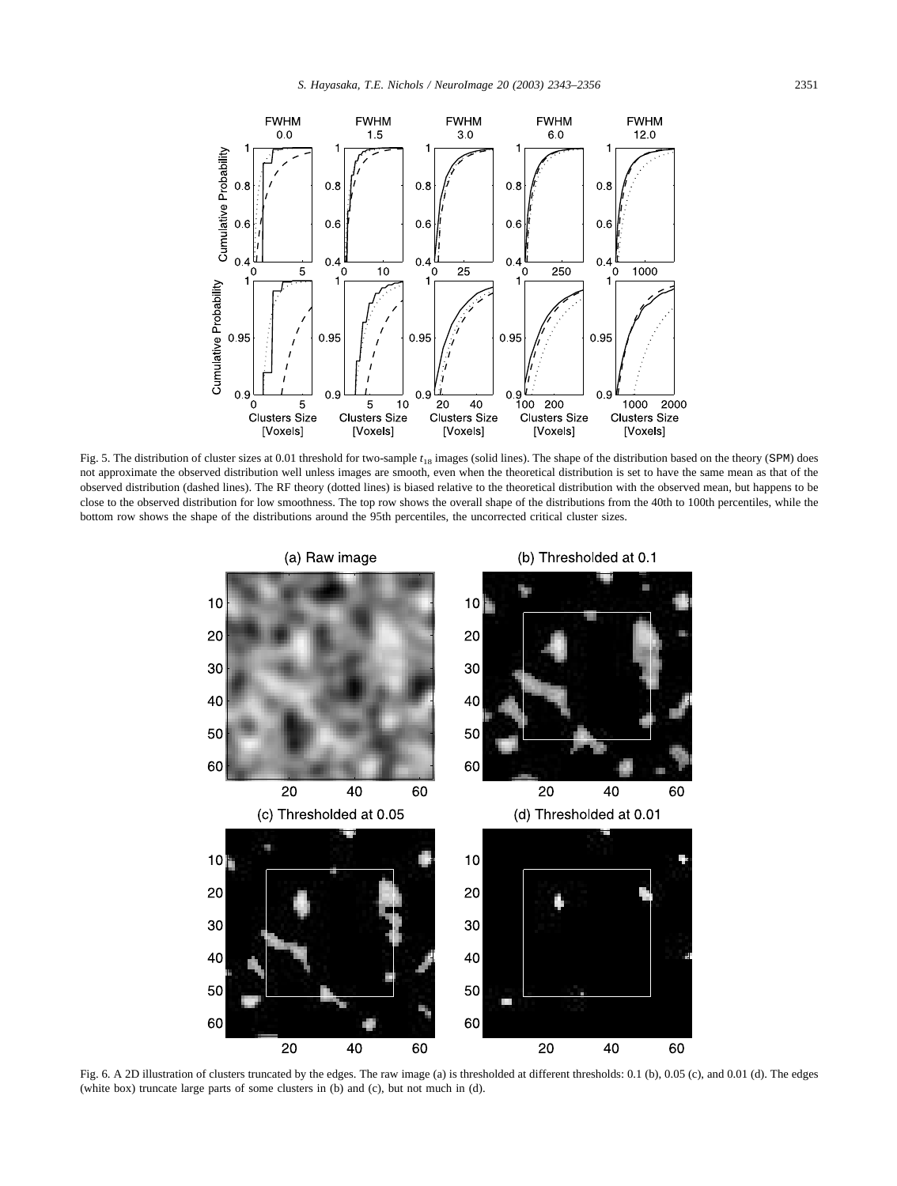Fig. 5. The distribution of cluster sizes at 0.01 threshold for two-sample $t_{18}$ images (solid lines). The shape of the distribution based on the theory (SPM) does not approximate the observed distribution well unless images are smooth, even when the theoretical distribution is set to have the same mean as that of the observed distribution (dashed lines). The RF theory (dotted lines) is biased relative to the theoretical distribution with the observed mean, but happens to be close to the observed distribution for low smoothness. The top row shows the overall shape of the distributions from the 40th to 100th percentiles, while the bottom row shows the shape of the distributions around the 95th percentiles, the uncorrected critical cluster sizes.

Fig. 6. A 2D illustration of clusters truncated by the edges. The raw image (a) is thresholded at different thresholds: 0.1 (b), 0.05 (c), and 0.01 (d). The edges (white box) truncate large parts of some clusters in (b) and (c), but not much in (d).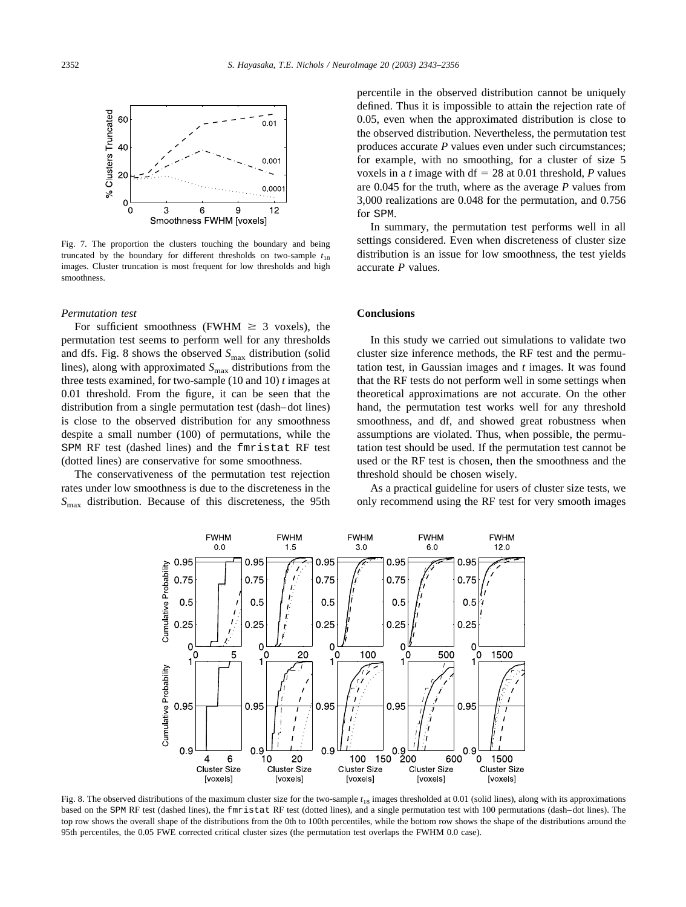Fig. 7. The proportion the clusters touching the boundary and being truncated by the boundary for different thresholds on two-sample $t_{18}$ images. Cluster truncation is most frequent for low thresholds and high smoothness.

*Permutation test*

For sufficient smoothness (FWHM $\geq$ 3 voxels), the permutation test seems to perform well for any thresholds and dfs. Fig. 8 shows the observed $S_{\max}$ distribution (solid lines), along with approximated $S_{\max}$ distributions from the three tests examined, for two-sample (10 and 10) *t* images at 0.01 threshold. From the figure, it can be seen that the distribution from a single permutation test (dash–dot lines) is close to the observed distribution for any smoothness despite a small number (100) of permutations, while the SPM RF test (dashed lines) and the fmristat RF test (dotted lines) are conservative for some smoothness.

The conservativeness of the permutation test rejection rates under low smoothness is due to the discreteness in the $S_{\max}$ distribution. Because of this discreteness, the 95th percentile in the observed distribution cannot be uniquely defined. Thus it is impossible to attain the rejection rate of 0.05, even when the approximated distribution is close to the observed distribution. Nevertheless, the permutation test produces accurate *P* values even under such circumstances; for example, with no smoothing, for a cluster of size 5 voxels in a *t* image with df = 28 at 0.01 threshold, *P* values are 0.045 for the truth, where as the average *P* values from 3,000 realizations are 0.048 for the permutation, and 0.756 for SPM.

In summary, the permutation test performs well in all settings considered. Even when discreteness of cluster size distribution is an issue for low smoothness, the test yields accurate *P* values.

## Conclusions

In this study we carried out simulations to validate two cluster size inference methods, the RF test and the permutation test, in Gaussian images and *t* images. It was found that the RF tests do not perform well in some settings when theoretical approximations are not accurate. On the other hand, the permutation test works well for any threshold smoothness, and df, and showed great robustness when assumptions are violated. Thus, when possible, the permutation test should be used. If the permutation test cannot be used or the RF test is chosen, then the smoothness and the threshold should be chosen wisely.

As a practical guideline for users of cluster size tests, we only recommend using the RF test for very smooth images

Fig. 8. The observed distributions of the maximum cluster size for the two-sample $t_{18}$ images thresholded at 0.01 (solid lines), along with its approximations based on the SPM RF test (dashed lines), the fmristat RF test (dotted lines), and a single permutation test with 100 permutations (dash–dot lines). The top row shows the overall shape of the distributions from the 0th to 100th percentiles, while the bottom row shows the shape of the distributions around the 95th percentiles, the 0.05 FWE corrected critical cluster sizes (the permutation test overlaps the FWHM 0.0 case).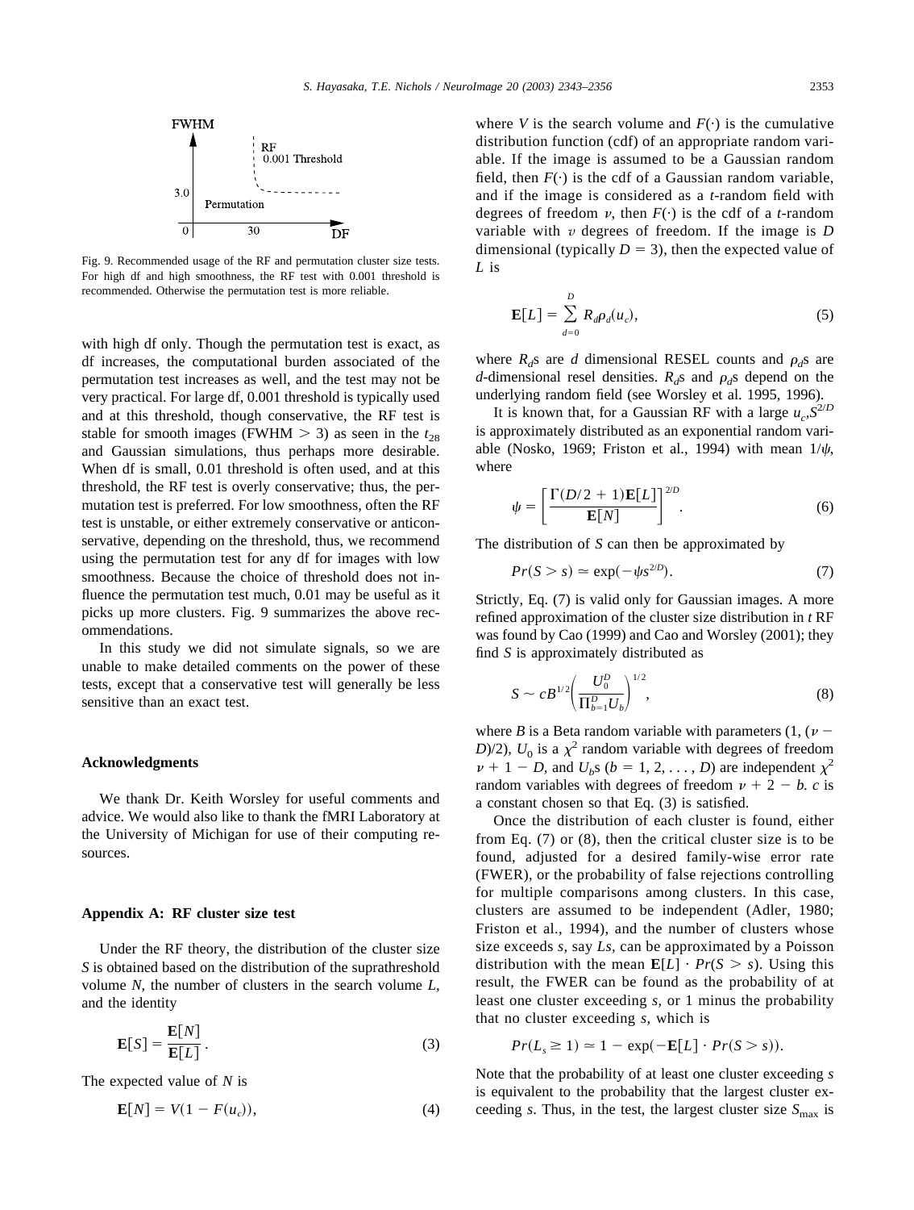Fig. 9. Recommended usage of the RF and permutation cluster size tests. For high df and high smoothness, the RF test with 0.001 threshold is recommended. Otherwise the permutation test is more reliable.

with high df only. Though the permutation test is exact, as df increases, the computational burden associated of the permutation test increases as well, and the test may not be very practical. For large df, 0.001 threshold is typically used and at this threshold, though conservative, the RF test is stable for smooth images (FWHM > 3) as seen in the $t_{28}$ and Gaussian simulations, thus perhaps more desirable. When df is small, 0.01 threshold is often used, and at this threshold, the RF test is overly conservative; thus, the permutation test is preferred. For low smoothness, often the RF test is unstable, or either extremely conservative or anticonservative, depending on the threshold, thus, we recommend using the permutation test for any df for images with low smoothness. Because the choice of threshold does not influence the permutation test much, 0.01 may be useful as it picks up more clusters. Fig. 9 summarizes the above recommendations.

In this study we did not simulate signals, so we are unable to make detailed comments on the power of these tests, except that a conservative test will generally be less sensitive than an exact test.

## Acknowledgments

We thank Dr. Keith Worsley for useful comments and advice. We would also like to thank the fMRI Laboratory at the University of Michigan for use of their computing resources.

## Appendix A: RF cluster size test

Under the RF theory, the distribution of the cluster size $S$ is obtained based on the distribution of the suprathreshold volume $N$, the number of clusters in the search volume $L$, and the identity

$$\mathbf{E}[S] = \frac{\mathbf{E}[N]}{\mathbf{E}[L]}. \tag{3}$$

The expected value of $N$ is

$$\mathbf{E}[N] = V(1 - F(u_c)), \tag{4}$$

where $V$ is the search volume and $F(\cdot)$ is the cumulative distribution function (cdf) of an appropriate random variable. If the image is assumed to be a Gaussian random field, then $F(\cdot)$ is the cdf of a Gaussian random variable, and if the image is considered as a $t$-random field with degrees of freedom $\nu$, then $F(\cdot)$ is the cdf of a $t$-random variable with $\nu$ degrees of freedom. If the image is $D$ dimensional (typically $D = 3$), then the expected value of $L$ is

$$\mathbf{E}[L] = \sum_{d=0}^{D} R_d \rho_d(u_c), \tag{5}$$

where $R_d$s are $d$ dimensional RESEL counts and $\rho_d$s are $d$-dimensional resel densities. $R_d$s and $\rho_d$s depend on the underlying random field (see Worsley et al. 1995, 1996).

It is known that, for a Gaussian RF with a large $u_c$, $S^{2/D}$ is approximately distributed as an exponential random variable (Nosko, 1969; Friston et al., 1994) with mean $1/\psi$, where

$$\psi = \left[\frac{\Gamma(D/2 + 1)\mathbf{E}[L]}{\mathbf{E}[N]}\right]^{2/D}. \tag{6}$$

The distribution of $S$ can then be approximated by

$$Pr(S > s) \simeq \exp(-\psi s^{2/D}). \tag{7}$$

Strictly, Eq. (7) is valid only for Gaussian images. A more refined approximation of the cluster size distribution in $t$ RF was found by Cao (1999) and Cao and Worsley (2001); they find $S$ is approximately distributed as

$$S \sim c B^{1/2} \left(\frac{U_0^D}{\Pi_{b=1}^{D} U_b}\right)^{1/2}, \tag{8}$$

where $B$ is a Beta random variable with parameters $(1, (\nu - D)/2)$, $U_0$ is a $\chi^2$ random variable with degrees of freedom $\nu + 1 - D$, and $U_b$s ($b = 1, 2, \ldots, D$) are independent $\chi^2$ random variables with degrees of freedom $\nu + 2 - b$. $c$ is a constant chosen so that Eq. (3) is satisfied.

Once the distribution of each cluster is found, either from Eq. (7) or (8), then the critical cluster size is to be found, adjusted for a desired family-wise error rate (FWER), or the probability of false rejections controlling for multiple comparisons among clusters. In this case, clusters are assumed to be independent (Adler, 1980; Friston et al., 1994), and the number of clusters whose size exceeds $s$, say $Ls$, can be approximated by a Poisson distribution with the mean $\mathbf{E}[L] \cdot Pr(S > s)$. Using this result, the FWER can be found as the probability of at least one cluster exceeding $s$, or 1 minus the probability that no cluster exceeding $s$, which is

$$Pr(L_s \geq 1) \simeq 1 - \exp(-\mathbf{E}[L] \cdot Pr(S > s)).$$

Note that the probability of at least one cluster exceeding $s$ is equivalent to the probability that the largest cluster exceeding $s$. Thus, in the test, the largest cluster size $S_{\max}$ is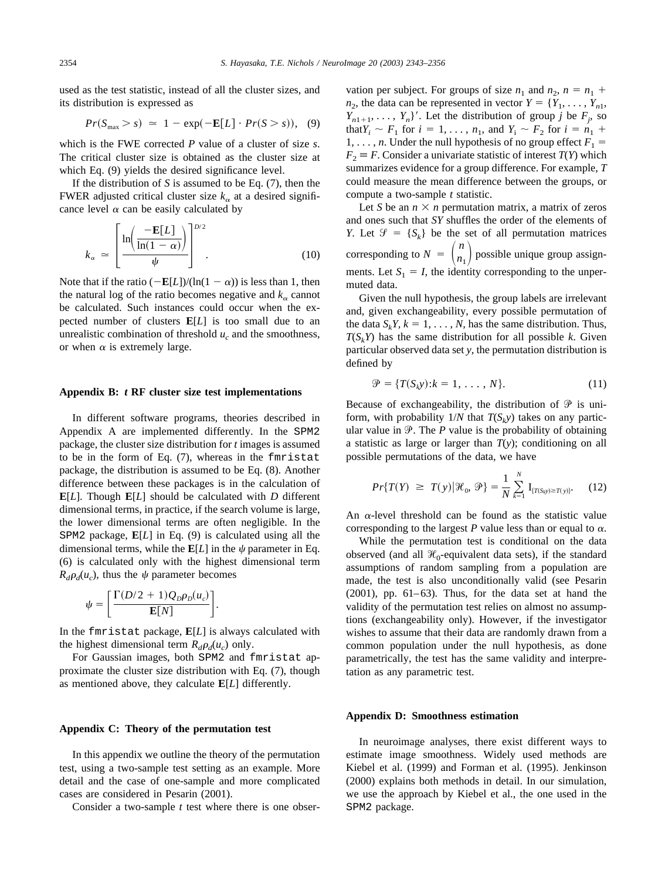used as the test statistic, instead of all the cluster sizes, and its distribution is expressed as

$$Pr(S_{\max} > s) \simeq 1 - \exp(-\mathbf{E}[L] \cdot Pr(S > s)), \quad (9)$$

which is the FWE corrected $P$ value of a cluster of size $s$. The critical cluster size is obtained as the cluster size at which Eq. (9) yields the desired significance level.

If the distribution of $S$ is assumed to be Eq. (7), then the FWER adjusted critical cluster size $k_\alpha$ at a desired significance level $\alpha$ can be easily calculated by

$$k_\alpha \simeq \left[ \frac{\ln\left( \frac{-\mathbf{E}[L]}{\ln(1-\alpha)} \right)}{\psi} \right]^{D/2}. \quad (10)$$

Note that if the ratio $(-\mathbf{E}[L])/(\ln(1-\alpha))$ is less than 1, then the natural log of the ratio becomes negative and $k_\alpha$ cannot be calculated. Such instances could occur when the expected number of clusters $\mathbf{E}[L]$ is too small due to an unrealistic combination of threshold $u_c$ and the smoothness, or when $\alpha$ is extremely large.

## Appendix B: *t* RF cluster size test implementations

In different software programs, theories described in Appendix A are implemented differently. In the SPM2 package, the cluster size distribution for *t* images is assumed to be in the form of Eq. (7), whereas in the fmristat package, the distribution is assumed to be Eq. (8). Another difference between these packages is in the calculation of $\mathbf{E}[L]$. Though $\mathbf{E}[L]$ should be calculated with $D$ different dimensional terms, in practice, if the search volume is large, the lower dimensional terms are often negligible. In the SPM2 package, $\mathbf{E}[L]$ in Eq. (9) is calculated using all the dimensional terms, while the $\mathbf{E}[L]$ in the $\psi$ parameter in Eq. (6) is calculated only with the highest dimensional term $R_d \rho_d(u_c)$, thus the $\psi$ parameter becomes

$$\psi = \left[ \frac{\Gamma(D/2+1) Q_D \rho_D(u_c)}{\mathbf{E}[N]} \right].$$

In the fmristat package, $\mathbf{E}[L]$ is always calculated with the highest dimensional term $R_d \rho_d(u_c)$ only.

For Gaussian images, both SPM2 and fmristat approximate the cluster size distribution with Eq. (7), though as mentioned above, they calculate $\mathbf{E}[L]$ differently.

## Appendix C: Theory of the permutation test

In this appendix we outline the theory of the permutation test, using a two-sample test setting as an example. More detail and the case of one-sample and more complicated cases are considered in Pesarin (2001).

Consider a two-sample *t* test where there is one observation per subject. For groups of size $n_1$ and $n_2$, $n = n_1 + n_2$, the data can be represented in vector $Y = \{Y_1, \ldots, Y_{n1}, Y_{n1+1}, \ldots, Y_n\}'$. Let the distribution of group $j$ be $F_j$, so that $Y_i \sim F_1$ for $i = 1, \ldots, n_1$, and $Y_i \sim F_2$ for $i = n_1 + 1, \ldots, n$. Under the null hypothesis of no group effect $F_1 = F_2 \equiv F$. Consider a univariate statistic of interest $T(Y)$ which summarizes evidence for a group difference. For example, $T$ could measure the mean difference between the groups, or compute a two-sample *t* statistic.

Let $S$ be an $n \times n$ permutation matrix, a matrix of zeros and ones such that $SY$ shuffles the order of the elements of $Y$. Let $\mathcal{S} = \{S_k\}$ be the set of all permutation matrices corresponding to $N = \binom{n}{n_1}$ possible unique group assignments. Let $S_1 = I$, the identity corresponding to the unpermuted data.

Given the null hypothesis, the group labels are irrelevant and, given exchangeability, every possible permutation of the data $S_kY$, $k = 1, \ldots, N$, has the same distribution. Thus, $T(S_kY)$ has the same distribution for all possible $k$. Given particular observed data set $y$, the permutation distribution is defined by

$$\mathcal{P} = \{T(S_k y) : k = 1, \ldots, N\}. \quad (11)$$

Because of exchangeability, the distribution of $\mathcal{P}$ is uniform, with probability $1/N$ that $T(S_k y)$ takes on any particular value in $\mathcal{P}$. The $P$ value is the probability of obtaining a statistic as large or larger than $T(y)$; conditioning on all possible permutations of the data, we have

$$Pr\{T(Y) \geq T(y) | \mathcal{H}_0, \mathcal{P}\} = \frac{1}{N} \sum_{k=1}^{N} \mathrm{I}_{\{T(S_k y) \geq T(y)\}}. \quad (12)$$

An $\alpha$-level threshold can be found as the statistic value corresponding to the largest $P$ value less than or equal to $\alpha$.

While the permutation test is conditional on the data observed (and all $\mathcal{H}_0$-equivalent data sets), if the standard assumptions of random sampling from a population are made, the test is also unconditionally valid (see Pesarin (2001), pp. 61–63). Thus, for the data set at hand the validity of the permutation test relies on almost no assumptions (exchangeability only). However, if the investigator wishes to assume that their data are randomly drawn from a common population under the null hypothesis, as done parametrically, the test has the same validity and interpretation as any parametric test.

## Appendix D: Smoothness estimation

In neuroimage analyses, there exist different ways to estimate image smoothness. Widely used methods are Kiebel et al. (1999) and Forman et al. (1995). Jenkinson (2000) explains both methods in detail. In our simulation, we use the approach by Kiebel et al., the one used in the SPM2 package.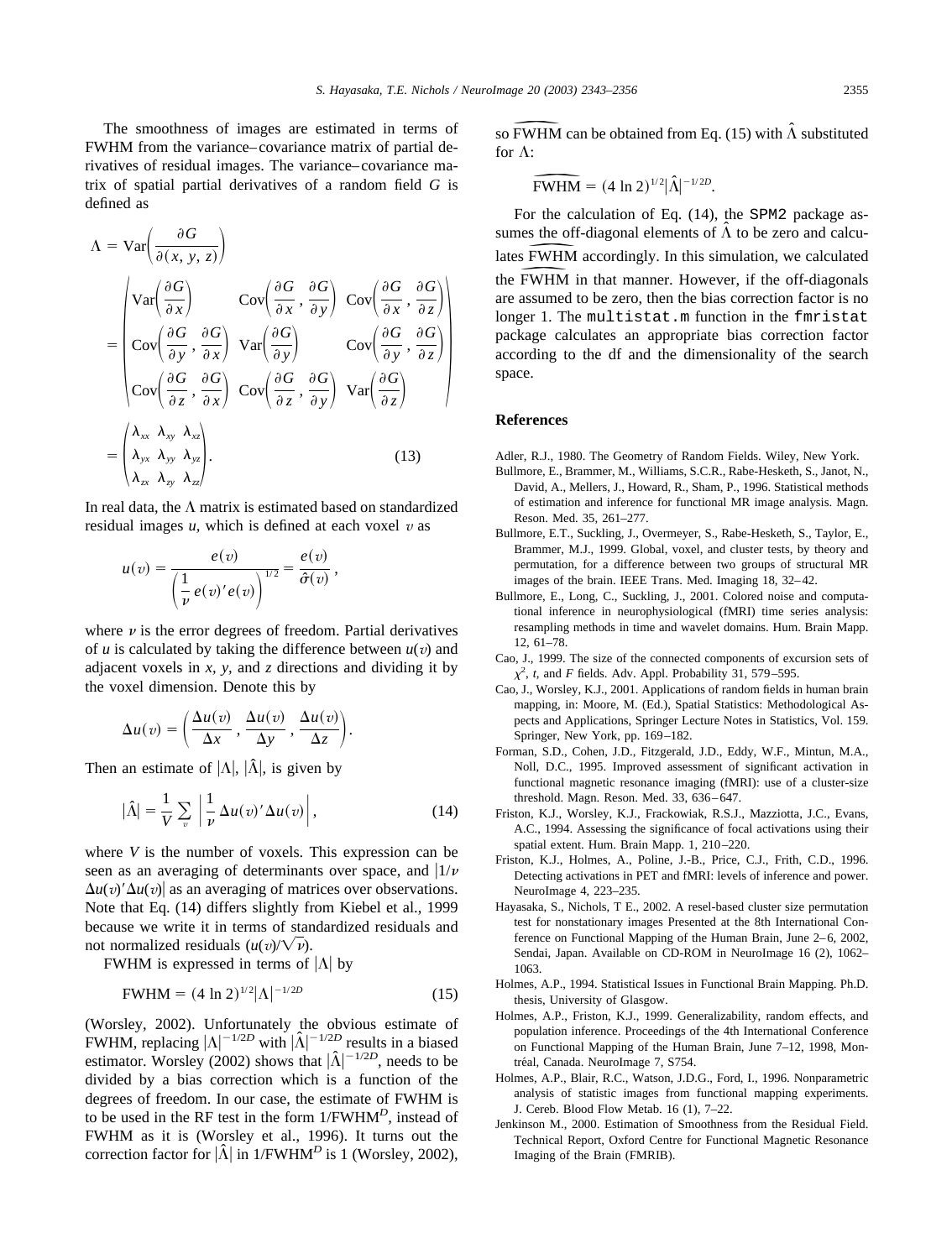The smoothness of images are estimated in terms of FWHM from the variance–covariance matrix of partial derivatives of residual images. The variance–covariance matrix of spatial partial derivatives of a random field $G$ is defined as

$$\Lambda = \mathrm{Var}\left(\frac{\partial G}{\partial(x, y, z)}\right) = \begin{pmatrix} \mathrm{Var}\left(\frac{\partial G}{\partial x}\right) & \mathrm{Cov}\left(\frac{\partial G}{\partial x}, \frac{\partial G}{\partial y}\right) & \mathrm{Cov}\left(\frac{\partial G}{\partial x}, \frac{\partial G}{\partial z}\right) \\ \mathrm{Cov}\left(\frac{\partial G}{\partial y}, \frac{\partial G}{\partial x}\right) & \mathrm{Var}\left(\frac{\partial G}{\partial y}\right) & \mathrm{Cov}\left(\frac{\partial G}{\partial y}, \frac{\partial G}{\partial z}\right) \\ \mathrm{Cov}\left(\frac{\partial G}{\partial z}, \frac{\partial G}{\partial x}\right) & \mathrm{Cov}\left(\frac{\partial G}{\partial z}, \frac{\partial G}{\partial y}\right) & \mathrm{Var}\left(\frac{\partial G}{\partial z}\right) \end{pmatrix} = \begin{pmatrix} \lambda_{xx} & \lambda_{xy} & \lambda_{xz} \\ \lambda_{yx} & \lambda_{yy} & \lambda_{yz} \\ \lambda_{zx} & \lambda_{zy} & \lambda_{zz} \end{pmatrix}. \quad (13)$$

In real data, the $\Lambda$ matrix is estimated based on standardized residual images $u$, which is defined at each voxel $v$ as

$$u(v) = \frac{e(v)}{\left(\frac{1}{\nu} e(v)' e(v)\right)^{1/2}} = \frac{e(v)}{\hat{\sigma}(v)},$$

where $\nu$ is the error degrees of freedom. Partial derivatives of $u$ is calculated by taking the difference between $u(v)$ and adjacent voxels in $x$, $y$, and $z$ directions and dividing it by the voxel dimension. Denote this by

$$\Delta u(v) = \left(\frac{\Delta u(v)}{\Delta x}, \frac{\Delta u(v)}{\Delta y}, \frac{\Delta u(v)}{\Delta z}\right).$$

Then an estimate of $|\Lambda|$, $|\hat{\Lambda}|$, is given by

$$|\hat{\Lambda}| = \frac{1}{V} \sum_{v} \left| \frac{1}{\nu} \Delta u(v)' \Delta u(v) \right|, \quad (14)$$

where $V$ is the number of voxels. This expression can be seen as an averaging of determinants over space, and $|1/\nu\, \Delta u(v)' \Delta u(v)|$ as an averaging of matrices over observations. Note that Eq. (14) differs slightly from Kiebel et al., 1999 because we write it in terms of standardized residuals and not normalized residuals ($u(v)/\sqrt{\nu}$).

FWHM is expressed in terms of $|\Lambda|$ by

$$\mathrm{FWHM} = (4 \ln 2)^{1/2} |\Lambda|^{-1/2D} \quad (15)$$

(Worsley, 2002). Unfortunately the obvious estimate of FWHM, replacing $|\Lambda|^{-1/2D}$ with $|\hat{\Lambda}|^{-1/2D}$ results in a biased estimator. Worsley (2002) shows that $|\hat{\Lambda}|^{-1/2D}$, needs to be divided by a bias correction which is a function of the degrees of freedom. In our case, the estimate of FWHM is to be used in the RF test in the form $1/\mathrm{FWHM}^D$, instead of FWHM as it is (Worsley et al., 1996). It turns out the correction factor for $|\hat{\Lambda}|$ in $1/\mathrm{FWHM}^D$ is 1 (Worsley, 2002), so $\widehat{\mathrm{FWHM}}$ can be obtained from Eq. (15) with $\hat{\Lambda}$ substituted for $\Lambda$:

$$\widehat{\mathrm{FWHM}} = (4 \ln 2)^{1/2} |\hat{\Lambda}|^{-1/2D}.$$

For the calculation of Eq. (14), the `SPM2` package assumes the off-diagonal elements of $\hat{\Lambda}$ to be zero and calculates $\widehat{\mathrm{FWHM}}$ accordingly. In this simulation, we calculated the $\widehat{\mathrm{FWHM}}$ in that manner. However, if the off-diagonals are assumed to be zero, then the bias correction factor is no longer 1. The `multistat.m` function in the `fmristat` package calculates an appropriate bias correction factor according to the df and the dimensionality of the search space.

## References

Adler, R.J., 1980. The Geometry of Random Fields. Wiley, New York.

Bullmore, E., Brammer, M., Williams, S.C.R., Rabe-Hesketh, S., Janot, N., David, A., Mellers, J., Howard, R., Sham, P., 1996. Statistical methods of estimation and inference for functional MR image analysis. Magn. Reson. Med. 35, 261–277.

Bullmore, E.T., Suckling, J., Overmeyer, S., Rabe-Hesketh, S., Taylor, E., Brammer, M.J., 1999. Global, voxel, and cluster tests, by theory and permutation, for a difference between two groups of structural MR images of the brain. IEEE Trans. Med. Imaging 18, 32–42.

Bullmore, E., Long, C., Suckling, J., 2001. Colored noise and computational inference in neurophysiological (fMRI) time series analysis: resampling methods in time and wavelet domains. Hum. Brain Mapp. 12, 61–78.

Cao, J., 1999. The size of the connected components of excursion sets of $\chi^2$, $t$, and $F$ fields. Adv. Appl. Probability 31, 579–595.

Cao, J., Worsley, K.J., 2001. Applications of random fields in human brain mapping, in: Moore, M. (Ed.), Spatial Statistics: Methodological Aspects and Applications, Springer Lecture Notes in Statistics, Vol. 159. Springer, New York, pp. 169–182.

Forman, S.D., Cohen, J.D., Fitzgerald, J.D., Eddy, W.F., Mintun, M.A., Noll, D.C., 1995. Improved assessment of significant activation in functional magnetic resonance imaging (fMRI): use of a cluster-size threshold. Magn. Reson. Med. 33, 636–647.

Friston, K.J., Worsley, K.J., Frackowiak, R.S.J., Mazziotta, J.C., Evans, A.C., 1994. Assessing the significance of focal activations using their spatial extent. Hum. Brain Mapp. 1, 210–220.

Friston, K.J., Holmes, A., Poline, J.-B., Price, C.J., Frith, C.D., 1996. Detecting activations in PET and fMRI: levels of inference and power. NeuroImage 4, 223–235.

Hayasaka, S., Nichols, T E., 2002. A resel-based cluster size permutation test for nonstationary images Presented at the 8th International Conference on Functional Mapping of the Human Brain, June 2–6, 2002, Sendai, Japan. Available on CD-ROM in NeuroImage 16 (2), 1062–1063.

Holmes, A.P., 1994. Statistical Issues in Functional Brain Mapping. Ph.D. thesis, University of Glasgow.

Holmes, A.P., Friston, K.J., 1999. Generalizability, random effects, and population inference. Proceedings of the 4th International Conference on Functional Mapping of the Human Brain, June 7–12, 1998, Montréal, Canada. NeuroImage 7, S754.

Holmes, A.P., Blair, R.C., Watson, J.D.G., Ford, I., 1996. Nonparametric analysis of statistic images from functional mapping experiments. J. Cereb. Blood Flow Metab. 16 (1), 7–22.

Jenkinson M., 2000. Estimation of Smoothness from the Residual Field. Technical Report, Oxford Centre for Functional Magnetic Resonance Imaging of the Brain (FMRIB).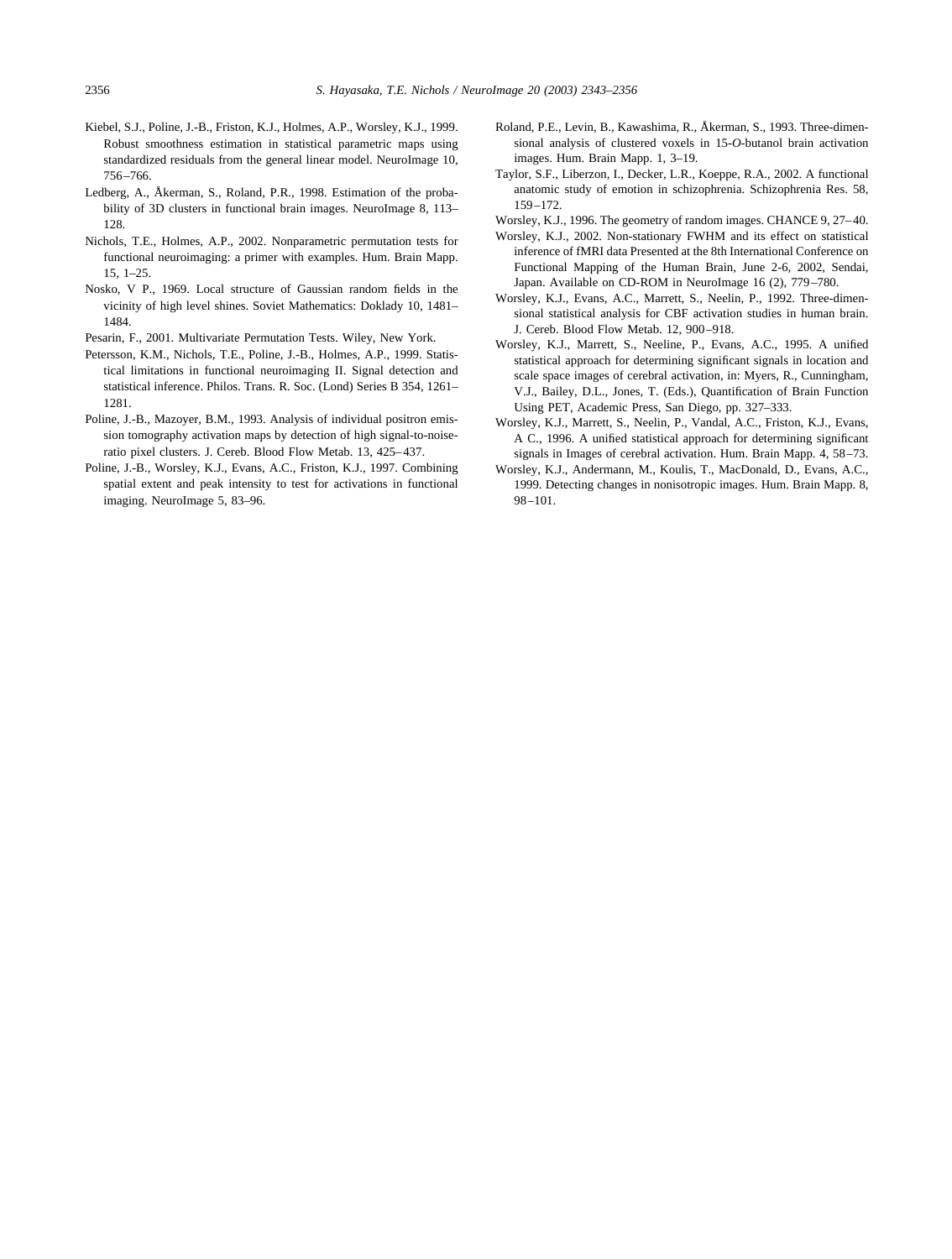Kiebel, S.J., Poline, J.-B., Friston, K.J., Holmes, A.P., Worsley, K.J., 1999. Robust smoothness estimation in statistical parametric maps using standardized residuals from the general linear model. NeuroImage 10, 756–766.

Ledberg, A., Åkerman, S., Roland, P.R., 1998. Estimation of the probability of 3D clusters in functional brain images. NeuroImage 8, 113–128.

Nichols, T.E., Holmes, A.P., 2002. Nonparametric permutation tests for functional neuroimaging: a primer with examples. Hum. Brain Mapp. 15, 1–25.

Nosko, V P., 1969. Local structure of Gaussian random fields in the vicinity of high level shines. Soviet Mathematics: Doklady 10, 1481–1484.

Pesarin, F., 2001. Multivariate Permutation Tests. Wiley, New York.

Petersson, K.M., Nichols, T.E., Poline, J.-B., Holmes, A.P., 1999. Statistical limitations in functional neuroimaging II. Signal detection and statistical inference. Philos. Trans. R. Soc. (Lond) Series B 354, 1261–1281.

Poline, J.-B., Mazoyer, B.M., 1993. Analysis of individual positron emission tomography activation maps by detection of high signal-to-noise-ratio pixel clusters. J. Cereb. Blood Flow Metab. 13, 425–437.

Poline, J.-B., Worsley, K.J., Evans, A.C., Friston, K.J., 1997. Combining spatial extent and peak intensity to test for activations in functional imaging. NeuroImage 5, 83–96.

Roland, P.E., Levin, B., Kawashima, R., Åkerman, S., 1993. Three-dimensional analysis of clustered voxels in 15-*O*-butanol brain activation images. Hum. Brain Mapp. 1, 3–19.

Taylor, S.F., Liberzon, I., Decker, L.R., Koeppe, R.A., 2002. A functional anatomic study of emotion in schizophrenia. Schizophrenia Res. 58, 159–172.

Worsley, K.J., 1996. The geometry of random images. CHANCE 9, 27–40.

Worsley, K.J., 2002. Non-stationary FWHM and its effect on statistical inference of fMRI data Presented at the 8th International Conference on Functional Mapping of the Human Brain, June 2-6, 2002, Sendai, Japan. Available on CD-ROM in NeuroImage 16 (2), 779–780.

Worsley, K.J., Evans, A.C., Marrett, S., Neelin, P., 1992. Three-dimensional statistical analysis for CBF activation studies in human brain. J. Cereb. Blood Flow Metab. 12, 900–918.

Worsley, K.J., Marrett, S., Neeline, P., Evans, A.C., 1995. A unified statistical approach for determining significant signals in location and scale space images of cerebral activation, in: Myers, R., Cunningham, V.J., Bailey, D.L., Jones, T. (Eds.), Quantification of Brain Function Using PET, Academic Press, San Diego, pp. 327–333.

Worsley, K.J., Marrett, S., Neelin, P., Vandal, A.C., Friston, K.J., Evans, A C., 1996. A unified statistical approach for determining significant signals in Images of cerebral activation. Hum. Brain Mapp. 4, 58–73.

Worsley, K.J., Andermann, M., Koulis, T., MacDonald, D., Evans, A.C., 1999. Detecting changes in nonisotropic images. Hum. Brain Mapp. 8, 98–101.